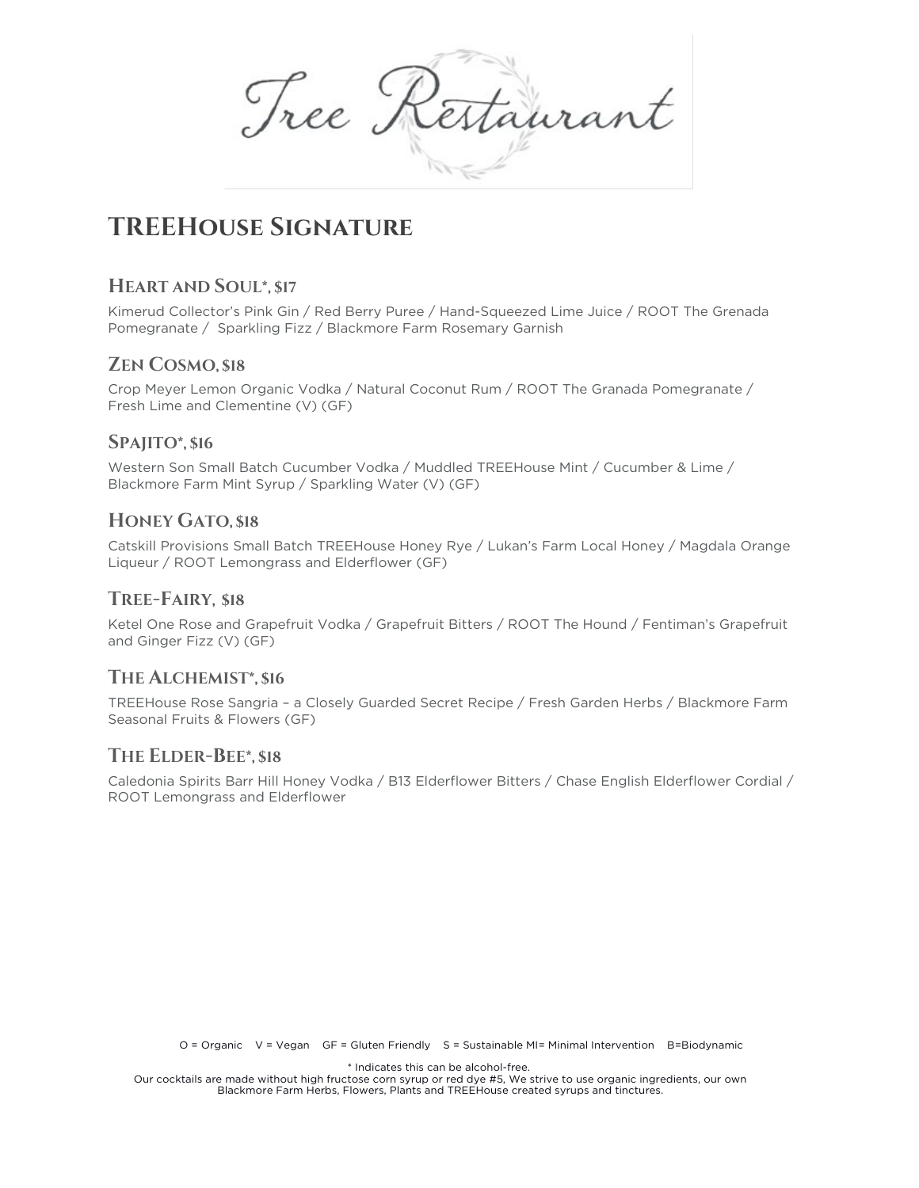# Tree Restaurant

## TREEHouse Signature

### Heart and Soul*, $17

Kimerud Collector's Pink Gin / Red Berry Puree / Hand-Squeezed Lime Juice / ROOT The Grenada Pomegranate / Sparkling Fizz / Blackmore Farm Rosemary Garnish

### Zen Cosmo, $18

Crop Meyer Lemon Organic Vodka / Natural Coconut Rum / ROOT The Granada Pomegranate / Fresh Lime and Clementine (V) (GF)

### Spajito*, $16

Western Son Small Batch Cucumber Vodka / Muddled TREEHouse Mint / Cucumber & Lime / Blackmore Farm Mint Syrup / Sparkling Water (V) (GF)

### Honey Gato, $18

Catskill Provisions Small Batch TREEHouse Honey Rye / Lukan's Farm Local Honey / Magdala Orange Liqueur / ROOT Lemongrass and Elderflower (GF)

### Tree-Fairy, $18

Ketel One Rose and Grapefruit Vodka / Grapefruit Bitters / ROOT The Hound / Fentiman's Grapefruit and Ginger Fizz (V) (GF)

### The Alchemist*, $16

TREEHouse Rose Sangria – a Closely Guarded Secret Recipe / Fresh Garden Herbs / Blackmore Farm Seasonal Fruits & Flowers (GF)

### The Elder-Bee*, $18

Caledonia Spirits Barr Hill Honey Vodka / B13 Elderflower Bitters / Chase English Elderflower Cordial / ROOT Lemongrass and Elderflower

O = Organic V = Vegan GF = Gluten Friendly S = Sustainable MI= Minimal Intervention B=Biodynamic

* Indicates this can be alcohol-free.
Our cocktails are made without high fructose corn syrup or red dye #5, We strive to use organic ingredients, our own Blackmore Farm Herbs, Flowers, Plants and TREEHouse created syrups and tinctures.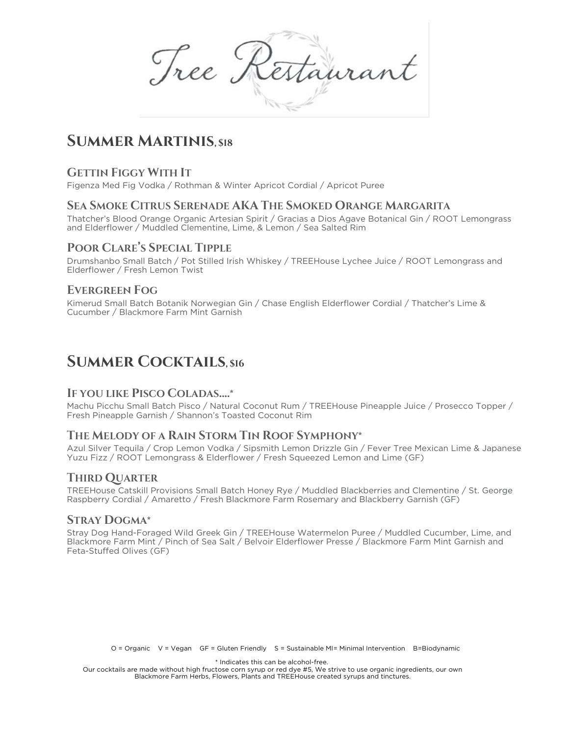# Tree Restaurant

## Summer Martinis, $18

### Gettin Figgy With It

Figenza Med Fig Vodka / Rothman & Winter Apricot Cordial / Apricot Puree

### Sea Smoke Citrus Serenade AKA The Smoked Orange Margarita

Thatcher's Blood Orange Organic Artesian Spirit / Gracias a Dios Agave Botanical Gin / ROOT Lemongrass and Elderflower / Muddled Clementine, Lime, & Lemon / Sea Salted Rim

### Poor Clare's Special Tipple

Drumshanbo Small Batch / Pot Stilled Irish Whiskey / TREEHouse Lychee Juice / ROOT Lemongrass and Elderflower / Fresh Lemon Twist

### Evergreen Fog

Kimerud Small Batch Botanik Norwegian Gin / Chase English Elderflower Cordial / Thatcher's Lime & Cucumber / Blackmore Farm Mint Garnish

## Summer Cocktails, $16

### If you like Pisco Coladas....*

Machu Picchu Small Batch Pisco / Natural Coconut Rum / TREEHouse Pineapple Juice / Prosecco Topper / Fresh Pineapple Garnish / Shannon's Toasted Coconut Rim

### The Melody of a Rain Storm Tin Roof Symphony*

Azul Silver Tequila / Crop Lemon Vodka / Sipsmith Lemon Drizzle Gin / Fever Tree Mexican Lime & Japanese Yuzu Fizz / ROOT Lemongrass & Elderflower / Fresh Squeezed Lemon and Lime (GF)

### Third Quarter

TREEHouse Catskill Provisions Small Batch Honey Rye / Muddled Blackberries and Clementine / St. George Raspberry Cordial / Amaretto / Fresh Blackmore Farm Rosemary and Blackberry Garnish (GF)

### Stray Dogma*

Stray Dog Hand-Foraged Wild Greek Gin / TREEHouse Watermelon Puree / Muddled Cucumber, Lime, and Blackmore Farm Mint / Pinch of Sea Salt / Belvoir Elderflower Presse / Blackmore Farm Mint Garnish and Feta-Stuffed Olives (GF)

O = Organic  V = Vegan  GF = Gluten Friendly  S = Sustainable MI= Minimal Intervention  B=Biodynamic

* Indicates this can be alcohol-free.

Our cocktails are made without high fructose corn syrup or red dye #5, We strive to use organic ingredients, our own Blackmore Farm Herbs, Flowers, Plants and TREEHouse created syrups and tinctures.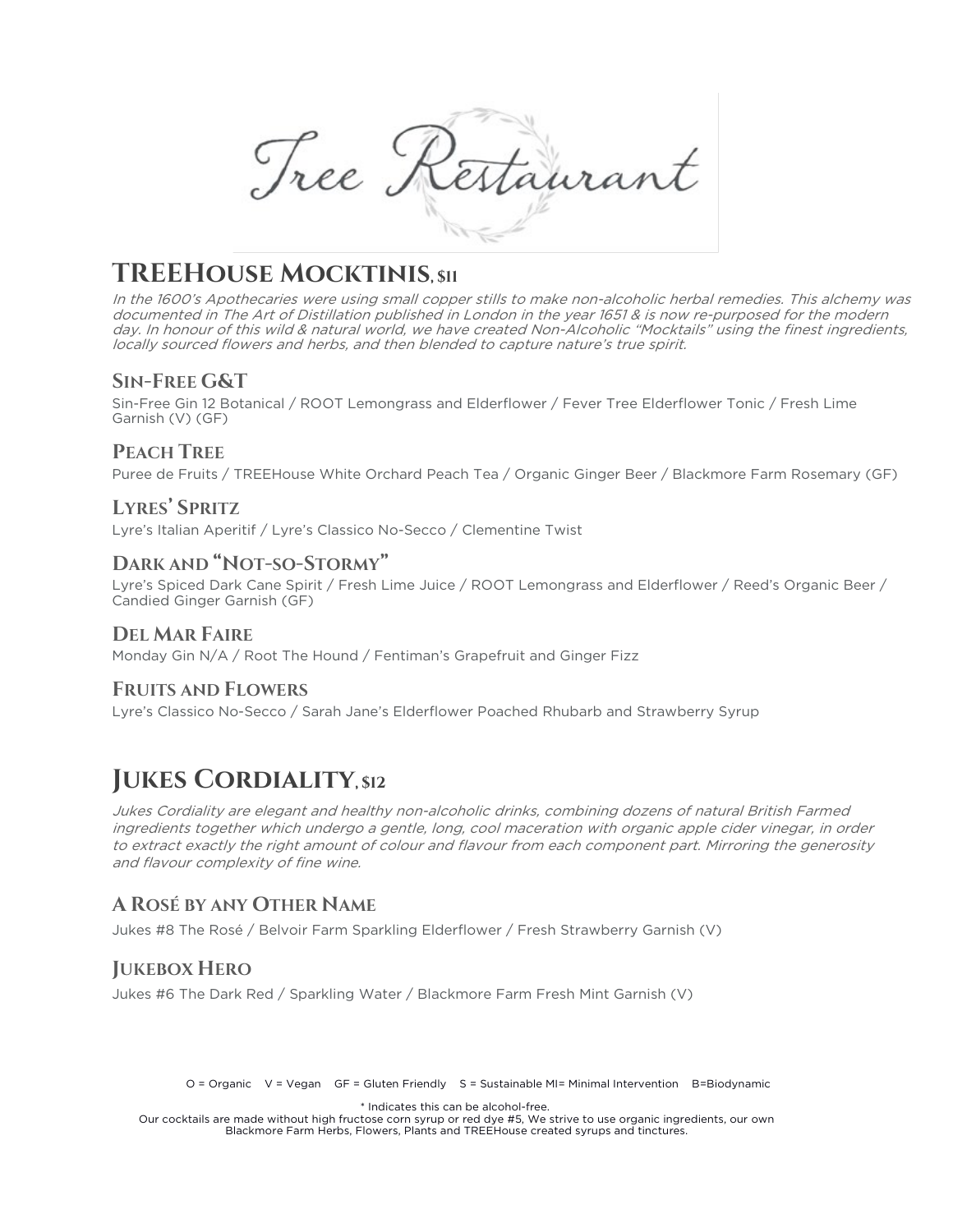Tree Restaurant

## TREEHouse Mocktinis, $11

*In the 1600's Apothecaries were using small copper stills to make non-alcoholic herbal remedies. This alchemy was documented in The Art of Distillation published in London in the year 1651 & is now re-purposed for the modern day. In honour of this wild & natural world, we have created Non-Alcoholic "Mocktails" using the finest ingredients, locally sourced flowers and herbs, and then blended to capture nature's true spirit.*

### Sin-Free G&T

Sin-Free Gin 12 Botanical / ROOT Lemongrass and Elderflower / Fever Tree Elderflower Tonic / Fresh Lime Garnish (V) (GF)

### Peach Tree

Puree de Fruits / TREEHouse White Orchard Peach Tea / Organic Ginger Beer / Blackmore Farm Rosemary (GF)

### Lyres' Spritz

Lyre's Italian Aperitif / Lyre's Classico No-Secco / Clementine Twist

### Dark and "Not-so-Stormy"

Lyre's Spiced Dark Cane Spirit / Fresh Lime Juice / ROOT Lemongrass and Elderflower / Reed's Organic Beer / Candied Ginger Garnish (GF)

### Del Mar Faire

Monday Gin N/A / Root The Hound / Fentiman's Grapefruit and Ginger Fizz

### Fruits and Flowers

Lyre's Classico No-Secco / Sarah Jane's Elderflower Poached Rhubarb and Strawberry Syrup

## Jukes Cordiality, $12

*Jukes Cordiality are elegant and healthy non-alcoholic drinks, combining dozens of natural British Farmed ingredients together which undergo a gentle, long, cool maceration with organic apple cider vinegar, in order to extract exactly the right amount of colour and flavour from each component part. Mirroring the generosity and flavour complexity of fine wine.*

### A Rosé by any Other Name

Jukes #8 The Rosé / Belvoir Farm Sparkling Elderflower / Fresh Strawberry Garnish (V)

### Jukebox Hero

Jukes #6 The Dark Red / Sparkling Water / Blackmore Farm Fresh Mint Garnish (V)

O = Organic V = Vegan GF = Gluten Friendly S = Sustainable MI= Minimal Intervention B=Biodynamic

* Indicates this can be alcohol-free.
Our cocktails are made without high fructose corn syrup or red dye #5, We strive to use organic ingredients, our own Blackmore Farm Herbs, Flowers, Plants and TREEHouse created syrups and tinctures.